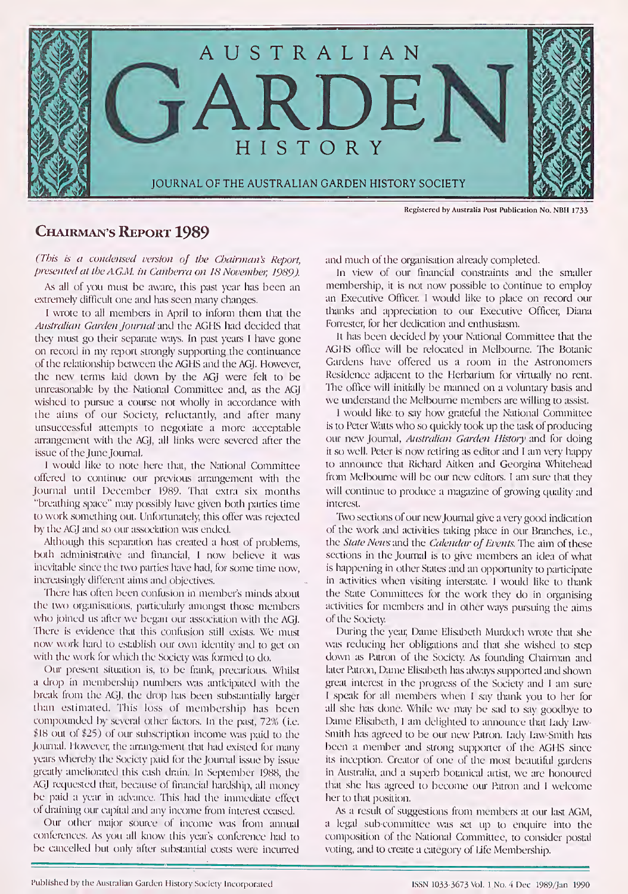# AUSTRALIAN GARDEN HISTORY

JOURNAL OF THE AUSTRALIAN GARDEN HISTORY SOCIETY

Registered by Australia Post Publication No. NBH 1733

## Chairman's Report 1989

*(This is a condensed version of the Chairman's Report, presented at the A.G.M. in Canberra on 18 November, 1989).*

As all of you must be aware, this past year has been an extremely difficult one and has seen many changes.

I wrote to all members in April to inform them that the *Australian Garden Journal* and the AGHS had decided that they must go their separate ways. In past years I have gone on record in my report strongly supporting the continuance of the relationship between the AGHS and the AGJ. However, the new terms laid down by the AGJ were felt to be unreasonable by the National Committee and, as the AGJ wished to pursue a course not wholly in accordance with the aims of our Society, reluctantly, and after many unsuccessful attempts to negotiate a more acceptable arrangement with the AGJ, all links were severed after the issue of the June Journal.

I would like to note here that, the National Committee offered to continue our previous arrangement with the Journal until December 1989. That extra six months "breathing space" may possibly have given both parties time to work something out. Unfortunately, this offer was rejected by the AGJ and so our association was ended.

Although this separation has created a host of problems, both administrative and financial, I now believe it was inevitable since the two parties have had, for some time now, increasingly different aims and objectives.

There has often been confusion in member's minds about the two organisations, particularly amongst those members who joined us after we began our association with the AGJ. There is evidence that this confusion still exists. We must now work hard to establish our own identity and to get on with the work for which the Society was formed to do.

Our present situation is, to be frank, precarious. Whilst a drop in membership numbers was anticipated with the break from the AGJ, the drop has been substantially larger than estimated. This loss of membership has been compounded by several other factors. In the past, 72% (i.e. $18 out of $25) of our subscription income was paid to the Journal. However, the arrangement that had existed for many years whereby the Society paid for the Journal issue by issue greatly ameliorated this cash drain. In September 1988, the AGJ requested that, because of financial hardship, all money be paid a year in advance. This had the immediate effect of draining our capital and any income from interest ceased.

Our other major source of income was from annual conferences. As you all know this year's conference had to be cancelled but only after substantial costs were incurred and much of the organisation already completed.

In view of our financial constraints and the smaller membership, it is not now possible to continue to employ an Executive Officer. I would like to place on record our thanks and appreciation to our Executive Officer, Diana Forrester, for her dedication and enthusiasm.

It has been decided by your National Committee that the AGHS office will be relocated in Melbourne. The Botanic Gardens have offered us a room in the Astronomers Residence adjacent to the Herbarium for virtually no rent. The office will initially be manned on a voluntary basis and we understand the Melbourne members are willing to assist.

I would like to say how grateful the National Committee is to Peter Watts who so quickly took up the task of producing our new Journal, *Australian Garden History* and for doing it so well. Peter is now retiring as editor and I am very happy to announce that Richard Aitken and Georgina Whitehead from Melbourne will be our new editors. I am sure that they will continue to produce a magazine of growing quality and interest.

Two sections of our new Journal give a very good indication of the work and activities taking place in our Branches, i.e., the *State News* and the *Calendar of Events*. The aim of these sections in the Journal is to give members an idea of what is happening in other States and an opportunity to participate in activities when visiting interstate. I would like to thank the State Committees for the work they do in organising activities for members and in other ways pursuing the aims of the Society.

During the year, Dame Elisabeth Murdoch wrote that she was reducing her obligations and that she wished to step down as Patron of the Society. As founding Chairman and later Patron, Dame Elisabeth has always supported and shown great interest in the progress of the Society and I am sure I speak for all members when I say thank you to her for all she has done. While we may be sad to say goodbye to Dame Elisabeth, I am delighted to announce that Lady Law-Smith has agreed to be our new Patron. Lady Law-Smith has been a member and strong supporter of the AGHS since its inception. Creator of one of the most beautiful gardens in Australia, and a superb botanical artist, we are honoured that she has agreed to become our Patron and I welcome her to that position.

As a result of suggestions from members at our last AGM, a legal sub-committee was set up to enquire into the composition of the National Committee, to consider postal voting, and to create a category of Life Membership.

Published by the Australian Garden History Society Incorporated

ISSN 1033-3673 Vol. 1 No. 4 Dec 1989/Jan 1990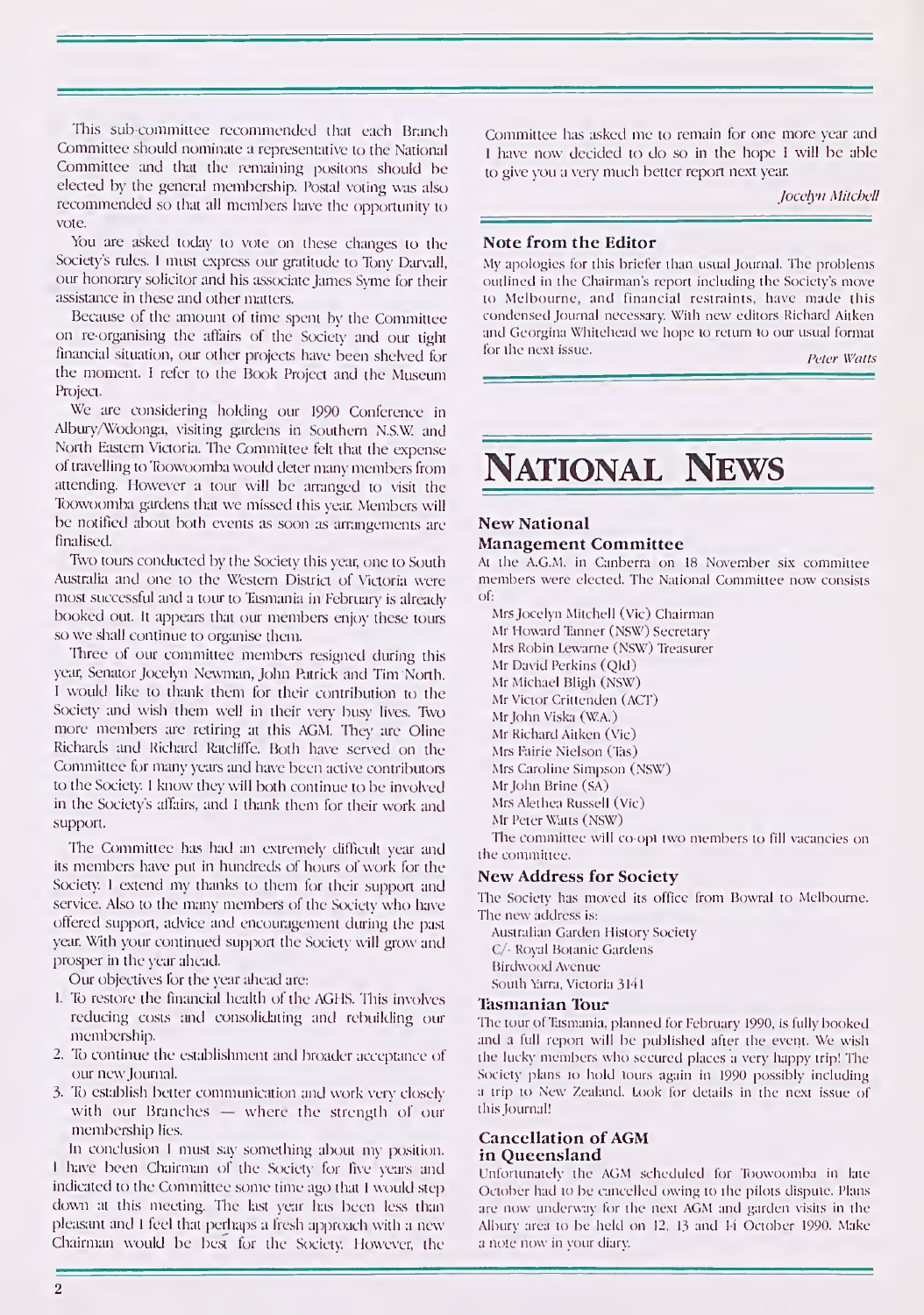This sub-committee recommended that each Branch Committee should nominate a representative to the National Committee and that the remaining positons should be elected by the general membership. Postal voting was also recommended so that all members have the opportunity to vote.

You are asked today to vote on these changes to the Society's rules. I must express our gratitude to Tony Darvall, our honorary solicitor and his associate James Syme for their assistance in these and other matters.

Because of the amount of time spent by the Committee on re-organising the affairs of the Society and our tight financial situation, our other projects have been shelved for the moment. I refer to the Book Project and the Museum Project.

We are considering holding our 1990 Conference in Albury/Wodonga, visiting gardens in Southern N.S.W. and North Eastern Victoria. The Committee felt that the expense of travelling to Toowoomba would deter many members from attending. However a tour will be arranged to visit the Toowoomba gardens that we missed this year. Members will be notified about both events as soon as arrangements are finalised.

Two tours conducted by the Society this year, one to South Australia and one to the Western District of Victoria were most successful and a tour to Tasmania in February is already booked out. It appears that our members enjoy these tours so we shall continue to organise them.

Three of our committee members resigned during this year, Senator Jocelyn Newman, John Patrick and Tim North. I would like to thank them for their contribution to the Society and wish them well in their very busy lives. Two more members are retiring at this AGM. They are Oline Richards and Richard Ratcliffe. Both have served on the Committee for many years and have been active contributors to the Society. I know they will both continue to be involved in the Society's affairs, and I thank them for their work and support.

The Committee has had an extremely difficult year and its members have put in hundreds of hours of work for the Society. I extend my thanks to them for their support and service. Also to the many members of the Society who have offered support, advice and encouragement during the past year. With your continued support the Society will grow and prosper in the year ahead.

Our objectives for the year ahead are:

1. To restore the financial health of the AGHS. This involves reducing costs and consolidating and rebuilding our membership.
2. To continue the establishment and broader acceptance of our new Journal.
3. To establish better communication and work very closely with our Branches — where the strength of our membership lies.

In conclusion I must say something about my position. I have been Chairman of the Society for five years and indicated to the Committee some time ago that I would step down at this meeting. The last year has been less than pleasant and I feel that perhaps a fresh approach with a new Chairman would be best for the Society. However, the Committee has asked me to remain for one more year and I have now decided to do so in the hope I will be able to give you a very much better report next year.

*Jocelyn Mitchell*

### Note from the Editor

My apologies for this briefer than usual Journal. The problems outlined in the Chairman's report including the Society's move to Melbourne, and financial restraints, have made this condensed Journal necessary. With new editors Richard Aitken and Georgina Whitehead we hope to return to our usual format for the next issue.

*Peter Watts*

# National News

### New National Management Committee

At the A.G.M. in Canberra on 18 November six committee members were elected. The National Committee now consists of:

Mrs Jocelyn Mitchell (Vic) Chairman
Mr Howard Tanner (NSW) Secretary
Mrs Robin Lewarne (NSW) Treasurer
Mr David Perkins (Qld)
Mr Michael Bligh (NSW)
Mr Victor Crittenden (ACT)
Mr John Viska (W.A.)
Mr Richard Aitken (Vic)
Mrs Fairie Nielson (Tas)
Mrs Caroline Simpson (NSW)
Mr John Brine (SA)
Mrs Alethea Russell (Vic)
Mr Peter Watts (NSW)

The committee will co-opt two members to fill vacancies on the committee.

### New Address for Society

The Society has moved its office from Bowral to Melbourne. The new address is:

Australian Garden History Society
C/- Royal Botanic Gardens
Birdwood Avenue
South Yarra, Victoria 3141

### Tasmanian Tour

The tour of Tasmania, planned for February 1990, is fully booked and a full report will be published after the event. We wish the lucky members who secured places a very happy trip! The Society plans to hold tours again in 1990 possibly including a trip to New Zealand. Look for details in the next issue of this Journal!

### Cancellation of AGM in Queensland

Unfortunately the AGM scheduled for Toowoomba in late October had to be cancelled owing to the pilots dispute. Plans are now underway for the next AGM and garden visits in the Albury area to be held on 12, 13 and 14 October 1990. Make a note now in your diary.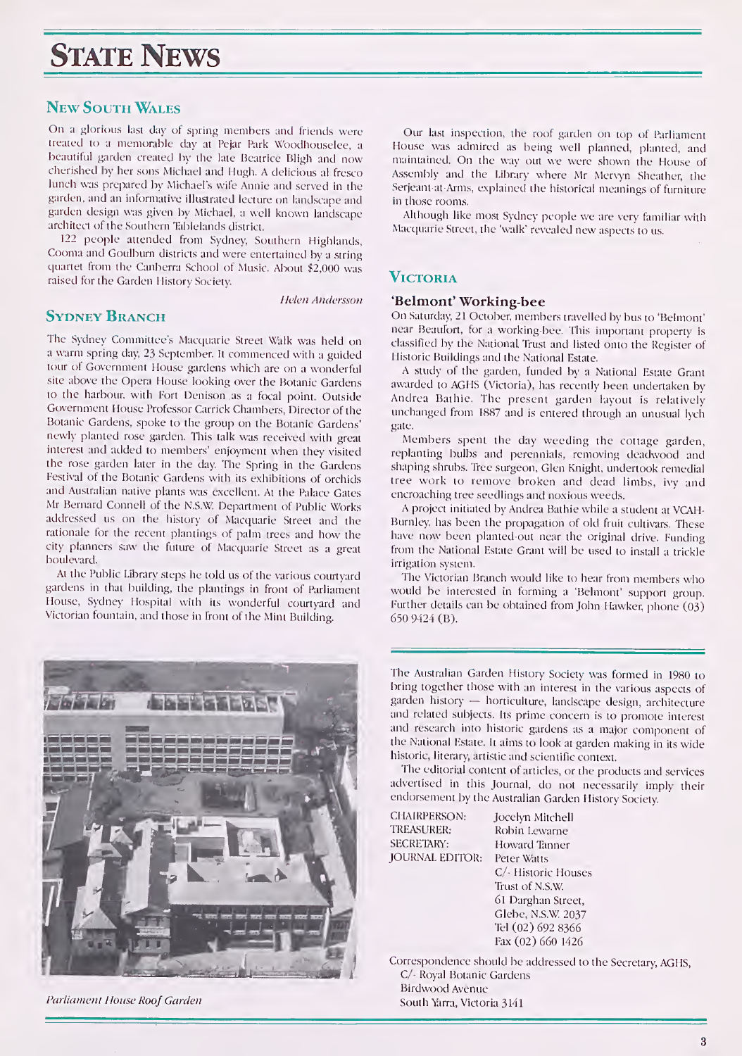# State News

## New South Wales

On a glorious last day of spring members and friends were treated to a memorable day at Pejar Park Woodhouselee, a beautiful garden created by the late Beatrice Bligh and now cherished by her sons Michael and Hugh. A delicious al fresco lunch was prepared by Michael's wife Annie and served in the garden, and an informative illustrated lecture on landscape and garden design was given by Michael, a well known landscape architect of the Southern Tablelands district.

122 people attended from Sydney, Southern Highlands, Cooma and Goulburn districts and were entertained by a string quartet from the Canberra School of Music. About $2,000 was raised for the Garden History Society.

*Helen Andersson*

## Sydney Branch

The Sydney Committee's Macquarie Street Walk was held on a warm spring day, 23 September. It commenced with a guided tour of Government House gardens which are on a wonderful site above the Opera House looking over the Botanic Gardens to the harbour, with Fort Denison as a focal point. Outside Government House Professor Carrick Chambers, Director of the Botanic Gardens, spoke to the group on the Botanic Gardens' newly planted rose garden. This talk was received with great interest and added to members' enjoyment when they visited the rose garden later in the day. The Spring in the Gardens Festival of the Botanic Gardens with its exhibitions of orchids and Australian native plants was excellent. At the Palace Gates Mr Bernard Connell of the N.S.W. Department of Public Works addressed us on the history of Macquarie Street and the rationale for the recent plantings of palm trees and how the city planners saw the future of Macquarie Street as a great boulevard.

At the Public Library steps he told us of the various courtyard gardens in that building, the plantings in front of Parliament House, Sydney Hospital with its wonderful courtyard and Victorian fountain, and those in front of the Mint Building.

*Parliament House Roof Garden*

Our last inspection, the roof garden on top of Parliament House was admired as being well planned, planted, and maintained. On the way out we were shown the House of Assembly and the Library where Mr Mervyn Sheather, the Serjeant-at-Arms, explained the historical meanings of furniture in those rooms.

Although like most Sydney people we are very familiar with Macquarie Street, the 'walk' revealed new aspects to us.

## Victoria

### 'Belmont' Working-bee

On Saturday, 21 October, members travelled by bus to 'Belmont' near Beaufort, for a working-bee. This important property is classified by the National Trust and listed onto the Register of Historic Buildings and the National Estate.

A study of the garden, funded by a National Estate Grant awarded to AGHS (Victoria), has recently been undertaken by Andrea Bathie. The present garden layout is relatively unchanged from 1887 and is entered through an unusual lych gate.

Members spent the day weeding the cottage garden, replanting bulbs and perennials, removing deadwood and shaping shrubs. Tree surgeon, Glen Knight, undertook remedial tree work to remove broken and dead limbs, ivy and encroaching tree seedlings and noxious weeds.

A project initiated by Andrea Bathie while a student at VCAH-Burnley, has been the propagation of old fruit cultivars. These have now been planted-out near the original drive. Funding from the National Estate Grant will be used to install a trickle irrigation system.

The Victorian Branch would like to hear from members who would be interested in forming a 'Belmont' support group. Further details can be obtained from John Hawker, phone (03) 650 9424 (B).

---

The Australian Garden History Society was formed in 1980 to bring together those with an interest in the various aspects of garden history — horticulture, landscape design, architecture and related subjects. Its prime concern is to promote interest and research into historic gardens as a major component of the National Estate. It aims to look at garden making in its wide historic, literary, artistic and scientific context.

The editorial content of articles, or the products and services advertised in this Journal, do not necessarily imply their endorsement by the Australian Garden History Society.

CHAIRPERSON: Jocelyn Mitchell
TREASURER: Robin Lewarne
SECRETARY: Howard Tanner
JOURNAL EDITOR: Peter Watts
C/- Historic Houses Trust of N.S.W.
61 Darghan Street,
Glebe, N.S.W. 2037
Tel (02) 692 8366
Fax (02) 660 1426

Correspondence should be addressed to the Secretary, AGHS,
C/- Royal Botanic Gardens
Birdwood Avenue
South Yarra, Victoria 3141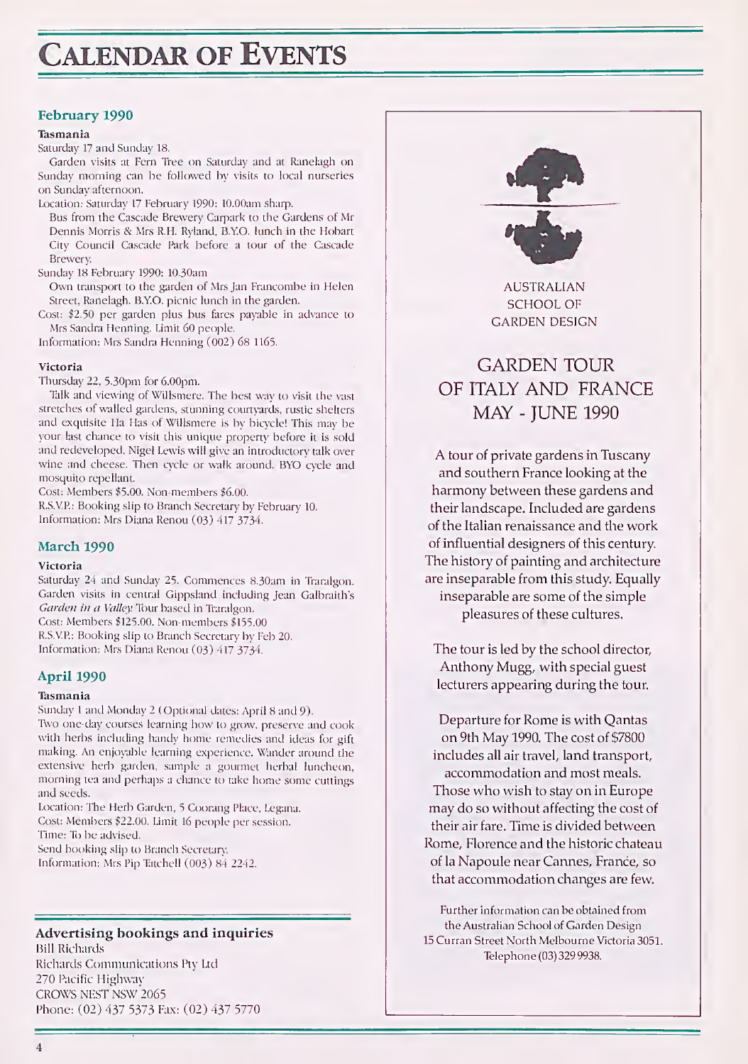# Calendar of Events

## February 1990

### Tasmania

Saturday 17 and Sunday 18.

Garden visits at Fern Tree on Saturday and at Ranelagh on Sunday morning can be followed by visits to local nurseries on Sunday afternoon.

Location: Saturday 17 February 1990: 10.00am sharp.

Bus from the Cascade Brewery Carpark to the Gardens of Mr Dennis Morris & Mrs R.H. Ryland, B.Y.O. lunch in the Hobart City Council Cascade Park before a tour of the Cascade Brewery.

Sunday 18 February 1990: 10.30am

Own transport to the garden of Mrs Jan Francombe in Helen Street, Ranelagh. B.Y.O. picnic lunch in the garden.

Cost: $2.50 per garden plus bus fares payable in advance to Mrs Sandra Henning. Limit 60 people.

Information: Mrs Sandra Henning (002) 68 1165.

### Victoria

Thursday 22, 5.30pm for 6.00pm.

Talk and viewing of Willsmere. The best way to visit the vast stretches of walled gardens, stunning courtyards, rustic shelters and exquisite Ha Has of Willsmere is by bicycle! This may be your last chance to visit this unique property before it is sold and redeveloped. Nigel Lewis will give an introductory talk over wine and cheese. Then cycle or walk around. BYO cycle and mosquito repellant.

Cost: Members $5.00. Non-members $6.00.

R.S.V.P.: Booking slip to Branch Secretary by February 10.

Information: Mrs Diana Renou (03) 417 3734.

## March 1990

### Victoria

Saturday 24 and Sunday 25. Commences 8.30am in Traralgon. Garden visits in central Gippsland including Jean Galbraith's *Garden in a Valley.* Tour based in Traralgon.

Cost: Members $125.00. Non-members $155.00

R.S.V.P.: Booking slip to Branch Secretary by Feb 20.

Information: Mrs Diana Renou (03) 417 3734.

## April 1990

### Tasmania

Sunday 1 and Monday 2 (Optional dates: April 8 and 9).

Two one-day courses learning how to grow, preserve and cook with herbs including handy home remedies and ideas for gift making. An enjoyable learning experience. Wander around the extensive herb garden, sample a gourmet herbal luncheon, morning tea and perhaps a chance to take home some cuttings and seeds.

Location: The Herb Garden, 5 Coorang Place, Legana.

Cost: Members $22.00. Limit 16 people per session.

Time: To be advised.

Send booking slip to Branch Secretary.

Information: Mrs Pip Tatchell (003) 84 2242.

### Advertising bookings and inquiries

Bill Richards
Richards Communications Pty Ltd
270 Pacific Highway
CROWS NEST NSW 2065
Phone: (02) 437 5373 Fax: (02) 437 5770

---

AUSTRALIAN SCHOOL OF GARDEN DESIGN

## GARDEN TOUR OF ITALY AND FRANCE MAY - JUNE 1990

A tour of private gardens in Tuscany and southern France looking at the harmony between these gardens and their landscape. Included are gardens of the Italian renaissance and the work of influential designers of this century. The history of painting and architecture are inseparable from this study. Equally inseparable are some of the simple pleasures of these cultures.

The tour is led by the school director, Anthony Mugg, with special guest lecturers appearing during the tour.

Departure for Rome is with Qantas on 9th May 1990. The cost of $7800 includes all air travel, land transport, accommodation and most meals. Those who wish to stay on in Europe may do so without affecting the cost of their air fare. Time is divided between Rome, Florence and the historic chateau of la Napoule near Cannes, France, so that accommodation changes are few.

Further information can be obtained from the Australian School of Garden Design 15 Curran Street North Melbourne Victoria 3051. Telephone (03) 329 9938.